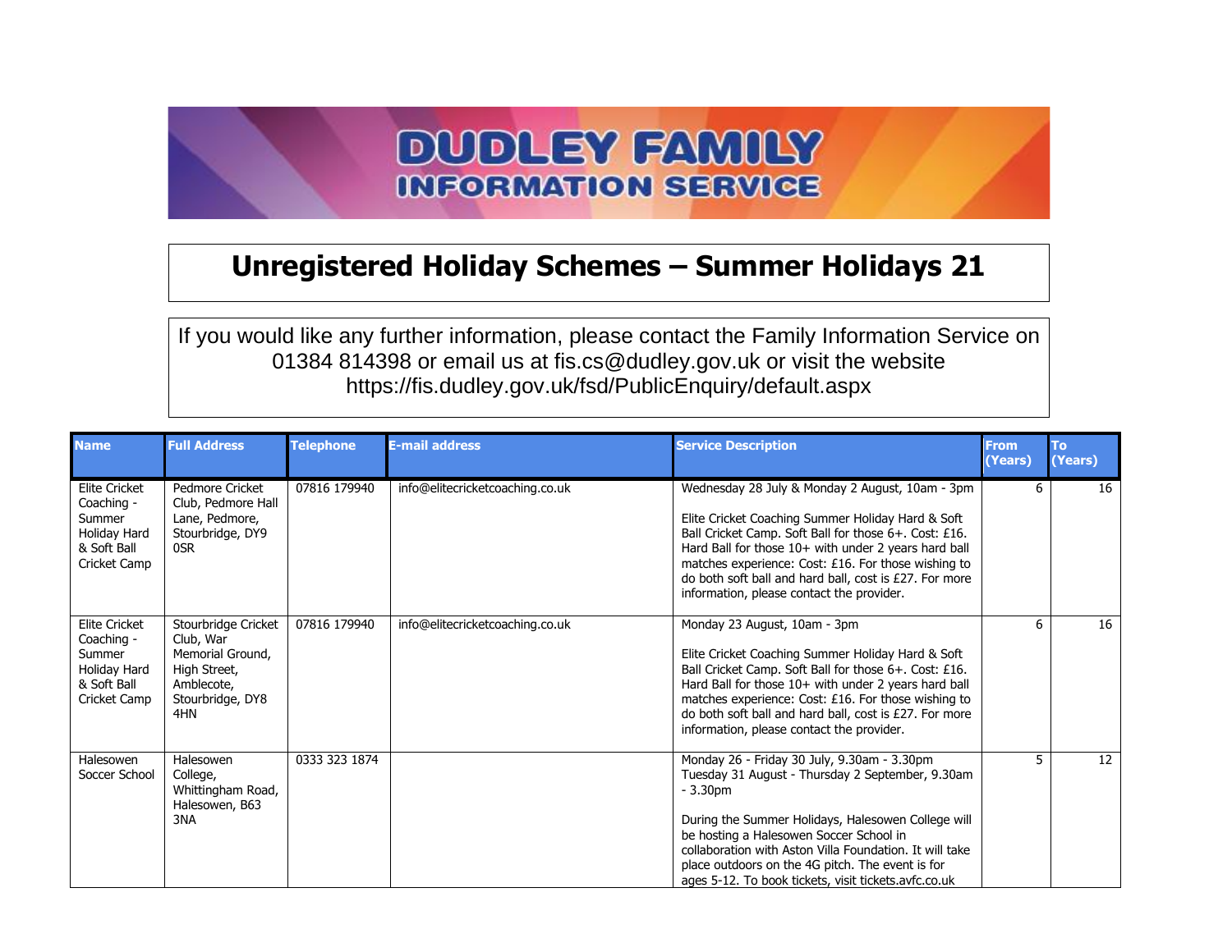# DUDLEY FAMILY INFORMATION SERVICE

## Unregistered Holiday Schemes – Summer Holidays 21

If you would like any further information, please contact the Family Information Service on 01384 814398 or email us at fis.cs@dudley.gov.uk or visit the website https://fis.dudley.gov.uk/fsd/PublicEnquiry/default.aspx

| Name | Full Address | Telephone | E-mail address | Service Description | From (Years) | To (Years) |
|---|---|---|---|---|---|---|
| Elite Cricket Coaching - Summer Holiday Hard & Soft Ball Cricket Camp | Pedmore Cricket Club, Pedmore Hall Lane, Pedmore, Stourbridge, DY9 0SR | 07816 179940 | info@elitecricketcoaching.co.uk | Wednesday 28 July & Monday 2 August, 10am - 3pm<br><br>Elite Cricket Coaching Summer Holiday Hard & Soft Ball Cricket Camp. Soft Ball for those 6+. Cost: £16. Hard Ball for those 10+ with under 2 years hard ball matches experience: Cost: £16. For those wishing to do both soft ball and hard ball, cost is £27. For more information, please contact the provider. | 6 | 16 |
| Elite Cricket Coaching - Summer Holiday Hard & Soft Ball Cricket Camp | Stourbridge Cricket Club, War Memorial Ground, High Street, Amblecote, Stourbridge, DY8 4HN | 07816 179940 | info@elitecricketcoaching.co.uk | Monday 23 August, 10am - 3pm<br><br>Elite Cricket Coaching Summer Holiday Hard & Soft Ball Cricket Camp. Soft Ball for those 6+. Cost: £16. Hard Ball for those 10+ with under 2 years hard ball matches experience: Cost: £16. For those wishing to do both soft ball and hard ball, cost is £27. For more information, please contact the provider. | 6 | 16 |
| Halesowen Soccer School | Halesowen College, Whittingham Road, Halesowen, B63 3NA | 0333 323 1874 | | Monday 26 - Friday 30 July, 9.30am - 3.30pm<br>Tuesday 31 August - Thursday 2 September, 9.30am - 3.30pm<br><br>During the Summer Holidays, Halesowen College will be hosting a Halesowen Soccer School in collaboration with Aston Villa Foundation. It will take place outdoors on the 4G pitch. The event is for ages 5-12. To book tickets, visit tickets.avfc.co.uk | 5 | 12 |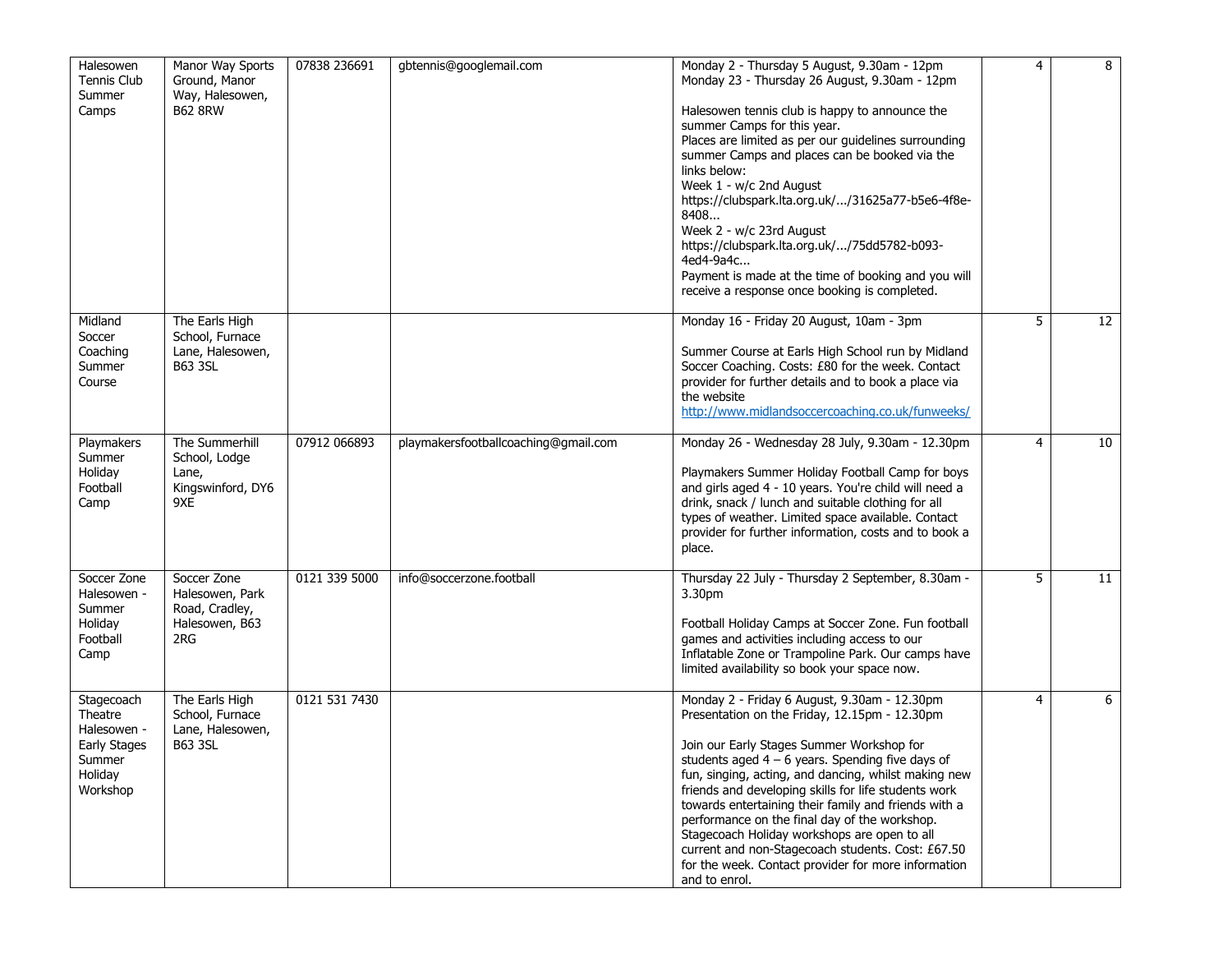| | | | | | | |
|---|---|---|---|---|---|---|
| Halesowen Tennis Club Summer Camps | Manor Way Sports Ground, Manor Way, Halesowen, B62 8RW | 07838 236691 | gbtennis@googlemail.com | Monday 2 - Thursday 5 August, 9.30am - 12pm<br>Monday 23 - Thursday 26 August, 9.30am - 12pm<br><br>Halesowen tennis club is happy to announce the summer Camps for this year.<br>Places are limited as per our guidelines surrounding summer Camps and places can be booked via the links below:<br>Week 1 - w/c 2nd August<br>https://clubspark.lta.org.uk/.../31625a77-b5e6-4f8e-8408...<br>Week 2 - w/c 23rd August<br>https://clubspark.lta.org.uk/.../75dd5782-b093-4ed4-9a4c...<br>Payment is made at the time of booking and you will receive a response once booking is completed. | 4 | 8 |
| Midland Soccer Coaching Summer Course | The Earls High School, Furnace Lane, Halesowen, B63 3SL | | | Monday 16 - Friday 20 August, 10am - 3pm<br><br>Summer Course at Earls High School run by Midland Soccer Coaching. Costs: £80 for the week. Contact provider for further details and to book a place via the website<br>http://www.midlandsoccercoaching.co.uk/funweeks/ | 5 | 12 |
| Playmakers Summer Holiday Football Camp | The Summerhill School, Lodge Lane, Kingswinford, DY6 9XE | 07912 066893 | playmakersfootballcoaching@gmail.com | Monday 26 - Wednesday 28 July, 9.30am - 12.30pm<br><br>Playmakers Summer Holiday Football Camp for boys and girls aged 4 - 10 years. You're child will need a drink, snack / lunch and suitable clothing for all types of weather. Limited space available. Contact provider for further information, costs and to book a place. | 4 | 10 |
| Soccer Zone Halesowen - Summer Holiday Football Camp | Soccer Zone Halesowen, Park Road, Cradley, Halesowen, B63 2RG | 0121 339 5000 | info@soccerzone.football | Thursday 22 July - Thursday 2 September, 8.30am - 3.30pm<br><br>Football Holiday Camps at Soccer Zone. Fun football games and activities including access to our Inflatable Zone or Trampoline Park. Our camps have limited availability so book your space now. | 5 | 11 |
| Stagecoach Theatre Halesowen - Early Stages Summer Holiday Workshop | The Earls High School, Furnace Lane, Halesowen, B63 3SL | 0121 531 7430 | | Monday 2 - Friday 6 August, 9.30am - 12.30pm<br>Presentation on the Friday, 12.15pm - 12.30pm<br><br>Join our Early Stages Summer Workshop for students aged 4 – 6 years. Spending five days of fun, singing, acting, and dancing, whilst making new friends and developing skills for life students work towards entertaining their family and friends with a performance on the final day of the workshop. Stagecoach Holiday workshops are open to all current and non-Stagecoach students. Cost: £67.50 for the week. Contact provider for more information and to enrol. | 4 | 6 |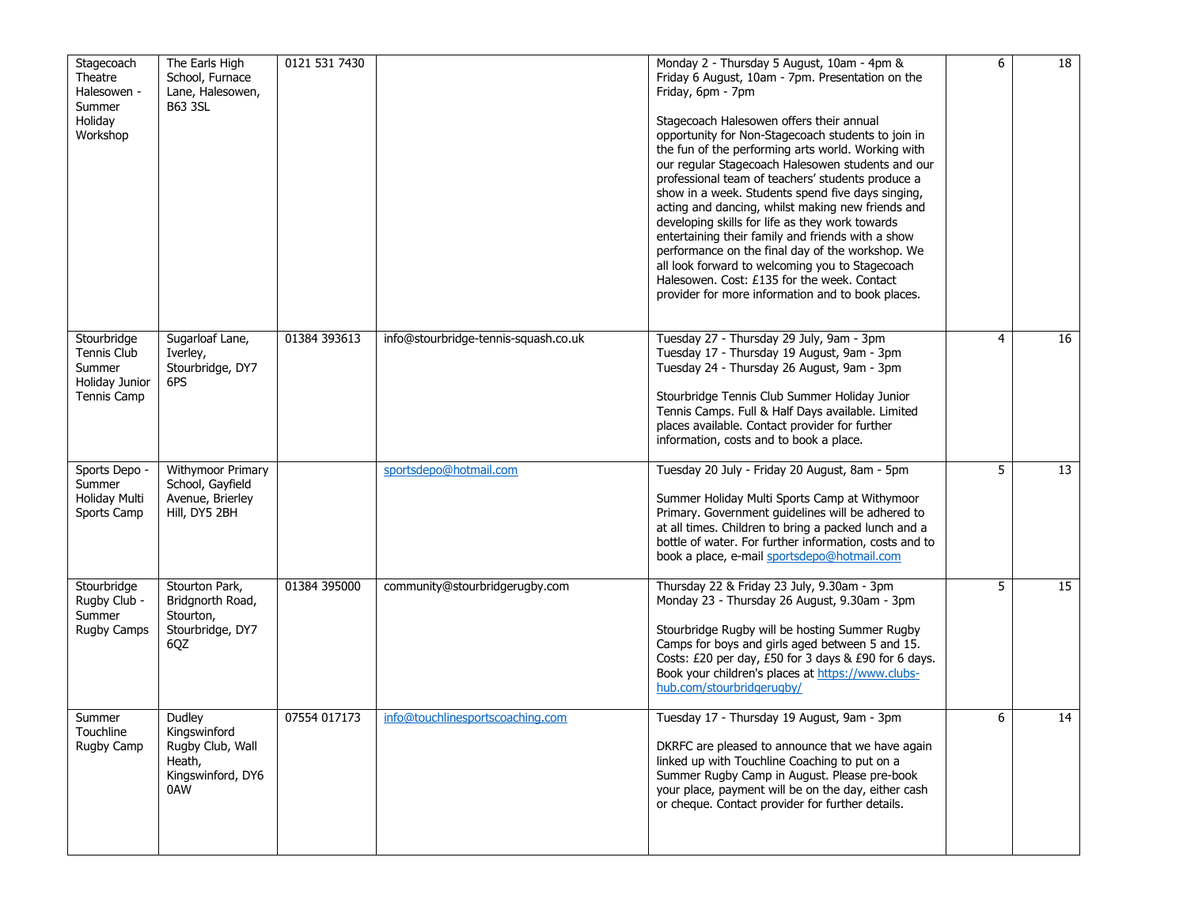| | | | | | | |
|---|---|---|---|---|---|---|
| Stagecoach Theatre Halesowen - Summer Holiday Workshop | The Earls High School, Furnace Lane, Halesowen, B63 3SL | 0121 531 7430 | | Monday 2 - Thursday 5 August, 10am - 4pm & Friday 6 August, 10am - 7pm. Presentation on the Friday, 6pm - 7pm<br><br>Stagecoach Halesowen offers their annual opportunity for Non-Stagecoach students to join in the fun of the performing arts world. Working with our regular Stagecoach Halesowen students and our professional team of teachers' students produce a show in a week. Students spend five days singing, acting and dancing, whilst making new friends and developing skills for life as they work towards entertaining their family and friends with a show performance on the final day of the workshop. We all look forward to welcoming you to Stagecoach Halesowen. Cost: £135 for the week. Contact provider for more information and to book places. | 6 | 18 |
| Stourbridge Tennis Club Summer Holiday Junior Tennis Camp | Sugarloaf Lane, Iverley, Stourbridge, DY7 6PS | 01384 393613 | info@stourbridge-tennis-squash.co.uk | Tuesday 27 - Thursday 29 July, 9am - 3pm<br>Tuesday 17 - Thursday 19 August, 9am - 3pm<br>Tuesday 24 - Thursday 26 August, 9am - 3pm<br><br>Stourbridge Tennis Club Summer Holiday Junior Tennis Camps. Full & Half Days available. Limited places available. Contact provider for further information, costs and to book a place. | 4 | 16 |
| Sports Depo - Summer Holiday Multi Sports Camp | Withymoor Primary School, Gayfield Avenue, Brierley Hill, DY5 2BH | | sportsdepo@hotmail.com | Tuesday 20 July - Friday 20 August, 8am - 5pm<br><br>Summer Holiday Multi Sports Camp at Withymoor Primary. Government guidelines will be adhered to at all times. Children to bring a packed lunch and a bottle of water. For further information, costs and to book a place, e-mail sportsdepo@hotmail.com | 5 | 13 |
| Stourbridge Rugby Club - Summer Rugby Camps | Stourton Park, Bridgnorth Road, Stourton, Stourbridge, DY7 6QZ | 01384 395000 | community@stourbridgerugby.com | Thursday 22 & Friday 23 July, 9.30am - 3pm<br>Monday 23 - Thursday 26 August, 9.30am - 3pm<br><br>Stourbridge Rugby will be hosting Summer Rugby Camps for boys and girls aged between 5 and 15. Costs: £20 per day, £50 for 3 days & £90 for 6 days. Book your children's places at https://www.clubs-hub.com/stourbridgerugby/ | 5 | 15 |
| Summer Touchline Rugby Camp | Dudley Kingswinford Rugby Club, Wall Heath, Kingswinford, DY6 0AW | 07554 017173 | info@touchlinesportscoaching.com | Tuesday 17 - Thursday 19 August, 9am - 3pm<br><br>DKRFC are pleased to announce that we have again linked up with Touchline Coaching to put on a Summer Rugby Camp in August. Please pre-book your place, payment will be on the day, either cash or cheque. Contact provider for further details. | 6 | 14 |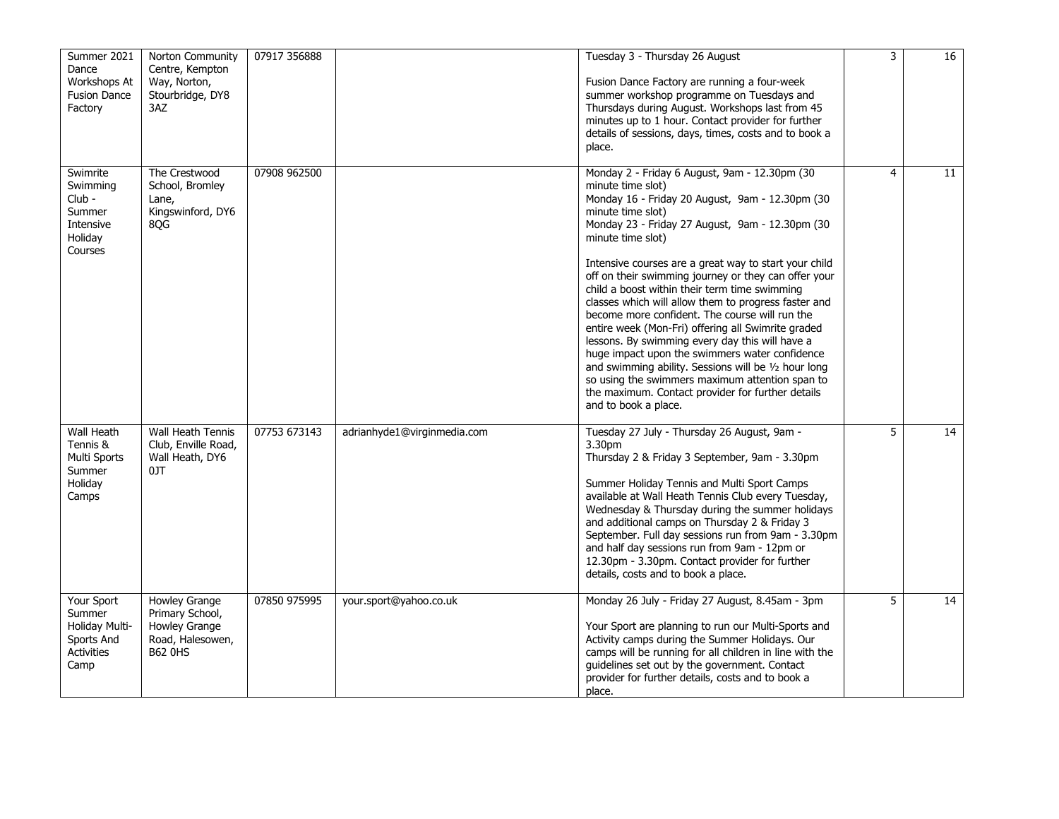| | | | | | | |
|---|---|---|---|---|---|---|
| Summer 2021 Dance Workshops At Fusion Dance Factory | Norton Community Centre, Kempton Way, Norton, Stourbridge, DY8 3AZ | 07917 356888 | | Tuesday 3 - Thursday 26 August<br><br>Fusion Dance Factory are running a four-week summer workshop programme on Tuesdays and Thursdays during August. Workshops last from 45 minutes up to 1 hour. Contact provider for further details of sessions, days, times, costs and to book a place. | 3 | 16 |
| Swimrite Swimming Club - Summer Intensive Holiday Courses | The Crestwood School, Bromley Lane, Kingswinford, DY6 8QG | 07908 962500 | | Monday 2 - Friday 6 August, 9am - 12.30pm (30 minute time slot)<br>Monday 16 - Friday 20 August, 9am - 12.30pm (30 minute time slot)<br>Monday 23 - Friday 27 August, 9am - 12.30pm (30 minute time slot)<br><br>Intensive courses are a great way to start your child off on their swimming journey or they can offer your child a boost within their term time swimming classes which will allow them to progress faster and become more confident. The course will run the entire week (Mon-Fri) offering all Swimrite graded lessons. By swimming every day this will have a huge impact upon the swimmers water confidence and swimming ability. Sessions will be ½ hour long so using the swimmers maximum attention span to the maximum. Contact provider for further details and to book a place. | 4 | 11 |
| Wall Heath Tennis & Multi Sports Summer Holiday Camps | Wall Heath Tennis Club, Enville Road, Wall Heath, DY6 0JT | 07753 673143 | adrianhyde1@virginmedia.com | Tuesday 27 July - Thursday 26 August, 9am - 3.30pm<br>Thursday 2 & Friday 3 September, 9am - 3.30pm<br><br>Summer Holiday Tennis and Multi Sport Camps available at Wall Heath Tennis Club every Tuesday, Wednesday & Thursday during the summer holidays and additional camps on Thursday 2 & Friday 3 September. Full day sessions run from 9am - 3.30pm and half day sessions run from 9am - 12pm or 12.30pm - 3.30pm. Contact provider for further details, costs and to book a place. | 5 | 14 |
| Your Sport Summer Holiday Multi-Sports And Activities Camp | Howley Grange Primary School, Howley Grange Road, Halesowen, B62 0HS | 07850 975995 | your.sport@yahoo.co.uk | Monday 26 July - Friday 27 August, 8.45am - 3pm<br><br>Your Sport are planning to run our Multi-Sports and Activity camps during the Summer Holidays. Our camps will be running for all children in line with the guidelines set out by the government. Contact provider for further details, costs and to book a place. | 5 | 14 |